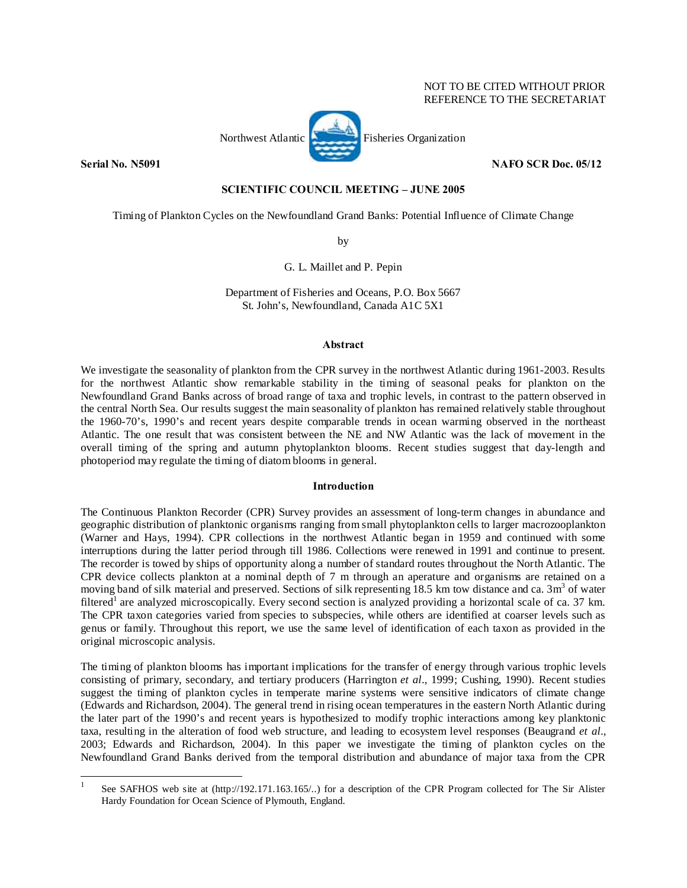NOT TO BE CITED WITHOUT PRIOR REFERENCE TO THE SECRETARIAT

Northwest Atlantic Fisheries Organization

**Serial No. N5091** **NAFO SCR Doc. 05/12**

**SCIENTIFIC COUNCIL MEETING – JUNE 2005**

Timing of Plankton Cycles on the Newfoundland Grand Banks: Potential Influence of Climate Change

by

G. L. Maillet and P. Pepin

Department of Fisheries and Oceans, P.O. Box 5667
St. John's, Newfoundland, Canada A1C 5X1

## Abstract

We investigate the seasonality of plankton from the CPR survey in the northwest Atlantic during 1961-2003. Results for the northwest Atlantic show remarkable stability in the timing of seasonal peaks for plankton on the Newfoundland Grand Banks across of broad range of taxa and trophic levels, in contrast to the pattern observed in the central North Sea. Our results suggest the main seasonality of plankton has remained relatively stable throughout the 1960-70's, 1990's and recent years despite comparable trends in ocean warming observed in the northeast Atlantic. The one result that was consistent between the NE and NW Atlantic was the lack of movement in the overall timing of the spring and autumn phytoplankton blooms. Recent studies suggest that day-length and photoperiod may regulate the timing of diatom blooms in general.

## Introduction

The Continuous Plankton Recorder (CPR) Survey provides an assessment of long-term changes in abundance and geographic distribution of planktonic organisms ranging from small phytoplankton cells to larger macrozooplankton (Warner and Hays, 1994). CPR collections in the northwest Atlantic began in 1959 and continued with some interruptions during the latter period through till 1986. Collections were renewed in 1991 and continue to present. The recorder is towed by ships of opportunity along a number of standard routes throughout the North Atlantic. The CPR device collects plankton at a nominal depth of 7 m through an aperature and organisms are retained on a moving band of silk material and preserved. Sections of silk representing 18.5 km tow distance and ca. 3m$^3$ of water filtered[1] are analyzed microscopically. Every second section is analyzed providing a horizontal scale of ca. 37 km. The CPR taxon categories varied from species to subspecies, while others are identified at coarser levels such as genus or family. Throughout this report, we use the same level of identification of each taxon as provided in the original microscopic analysis.

The timing of plankton blooms has important implications for the transfer of energy through various trophic levels consisting of primary, secondary, and tertiary producers (Harrington *et al*., 1999; Cushing, 1990). Recent studies suggest the timing of plankton cycles in temperate marine systems were sensitive indicators of climate change (Edwards and Richardson, 2004). The general trend in rising ocean temperatures in the eastern North Atlantic during the later part of the 1990's and recent years is hypothesized to modify trophic interactions among key planktonic taxa, resulting in the alteration of food web structure, and leading to ecosystem level responses (Beaugrand *et al*., 2003; Edwards and Richardson, 2004). In this paper we investigate the timing of plankton cycles on the Newfoundland Grand Banks derived from the temporal distribution and abundance of major taxa from the CPR

[1] See SAFHOS web site at (http://192.171.163.165/..) for a description of the CPR Program collected for The Sir Alister Hardy Foundation for Ocean Science of Plymouth, England.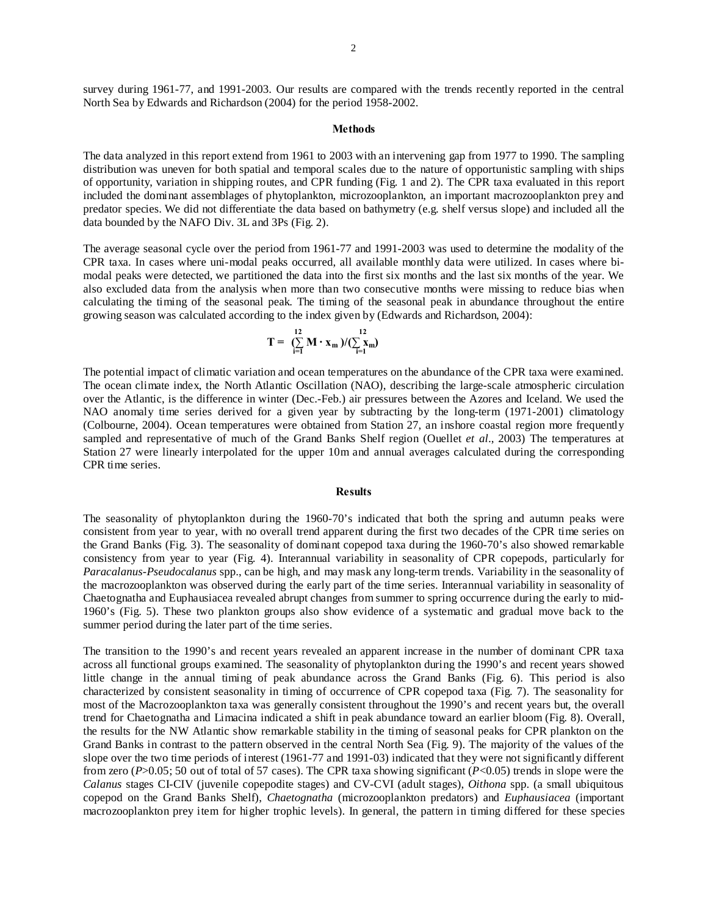survey during 1961-77, and 1991-2003. Our results are compared with the trends recently reported in the central North Sea by Edwards and Richardson (2004) for the period 1958-2002.

## Methods

The data analyzed in this report extend from 1961 to 2003 with an intervening gap from 1977 to 1990. The sampling distribution was uneven for both spatial and temporal scales due to the nature of opportunistic sampling with ships of opportunity, variation in shipping routes, and CPR funding (Fig. 1 and 2). The CPR taxa evaluated in this report included the dominant assemblages of phytoplankton, microzooplankton, an important macrozooplankton prey and predator species. We did not differentiate the data based on bathymetry (e.g. shelf versus slope) and included all the data bounded by the NAFO Div. 3L and 3Ps (Fig. 2).

The average seasonal cycle over the period from 1961-77 and 1991-2003 was used to determine the modality of the CPR taxa. In cases where uni-modal peaks occurred, all available monthly data were utilized. In cases where bi-modal peaks were detected, we partitioned the data into the first six months and the last six months of the year. We also excluded data from the analysis when more than two consecutive months were missing to reduce bias when calculating the timing of the seasonal peak. The timing of the seasonal peak in abundance throughout the entire growing season was calculated according to the index given by (Edwards and Richardson, 2004):

$$\mathbf{T} = \left(\sum_{i=1}^{12} \mathbf{M} \cdot \mathbf{x_m}\right) / \left(\sum_{i=1}^{12} \mathbf{x_m}\right)$$

The potential impact of climatic variation and ocean temperatures on the abundance of the CPR taxa were examined. The ocean climate index, the North Atlantic Oscillation (NAO), describing the large-scale atmospheric circulation over the Atlantic, is the difference in winter (Dec.-Feb.) air pressures between the Azores and Iceland. We used the NAO anomaly time series derived for a given year by subtracting by the long-term (1971-2001) climatology (Colbourne, 2004). Ocean temperatures were obtained from Station 27, an inshore coastal region more frequently sampled and representative of much of the Grand Banks Shelf region (Ouellet *et al*., 2003) The temperatures at Station 27 were linearly interpolated for the upper 10m and annual averages calculated during the corresponding CPR time series.

## Results

The seasonality of phytoplankton during the 1960-70's indicated that both the spring and autumn peaks were consistent from year to year, with no overall trend apparent during the first two decades of the CPR time series on the Grand Banks (Fig. 3). The seasonality of dominant copepod taxa during the 1960-70's also showed remarkable consistency from year to year (Fig. 4). Interannual variability in seasonality of CPR copepods, particularly for *Paracalanus-Pseudocalanus* spp., can be high, and may mask any long-term trends. Variability in the seasonality of the macrozooplankton was observed during the early part of the time series. Interannual variability in seasonality of Chaetognatha and Euphausiacea revealed abrupt changes from summer to spring occurrence during the early to mid-1960's (Fig. 5). These two plankton groups also show evidence of a systematic and gradual move back to the summer period during the later part of the time series.

The transition to the 1990's and recent years revealed an apparent increase in the number of dominant CPR taxa across all functional groups examined. The seasonality of phytoplankton during the 1990's and recent years showed little change in the annual timing of peak abundance across the Grand Banks (Fig. 6). This period is also characterized by consistent seasonality in timing of occurrence of CPR copepod taxa (Fig. 7). The seasonality for most of the Macrozooplankton taxa was generally consistent throughout the 1990's and recent years but, the overall trend for Chaetognatha and Limacina indicated a shift in peak abundance toward an earlier bloom (Fig. 8). Overall, the results for the NW Atlantic show remarkable stability in the timing of seasonal peaks for CPR plankton on the Grand Banks in contrast to the pattern observed in the central North Sea (Fig. 9). The majority of the values of the slope over the two time periods of interest (1961-77 and 1991-03) indicated that they were not significantly different from zero ($P$>0.05; 50 out of total of 57 cases). The CPR taxa showing significant ($P$<0.05) trends in slope were the *Calanus* stages CI-CIV (juvenile copepodite stages) and CV-CVI (adult stages), *Oithona* spp. (a small ubiquitous copepod on the Grand Banks Shelf), *Chaetognatha* (microzooplankton predators) and *Euphausiacea* (important macrozooplankton prey item for higher trophic levels). In general, the pattern in timing differed for these species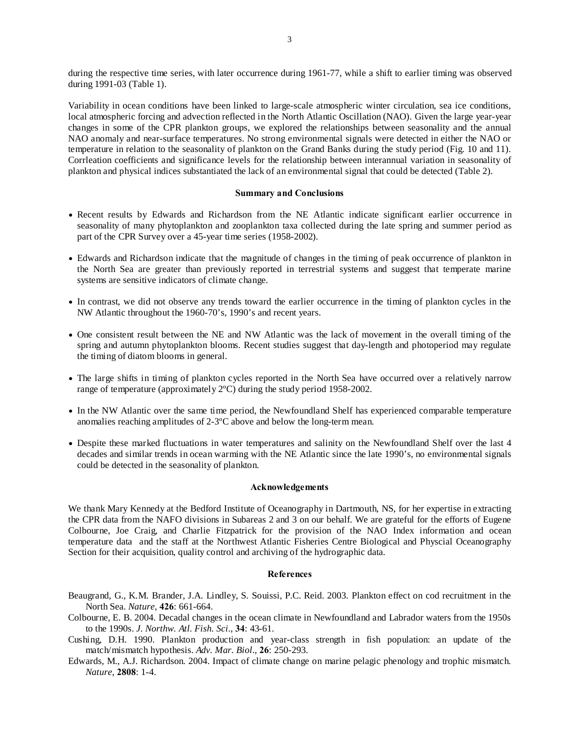during the respective time series, with later occurrence during 1961-77, while a shift to earlier timing was observed during 1991-03 (Table 1).

Variability in ocean conditions have been linked to large-scale atmospheric winter circulation, sea ice conditions, local atmospheric forcing and advection reflected in the North Atlantic Oscillation (NAO). Given the large year-year changes in some of the CPR plankton groups, we explored the relationships between seasonality and the annual NAO anomaly and near-surface temperatures. No strong environmental signals were detected in either the NAO or temperature in relation to the seasonality of plankton on the Grand Banks during the study period (Fig. 10 and 11). Corrleation coefficients and significance levels for the relationship between interannual variation in seasonality of plankton and physical indices substantiated the lack of an environmental signal that could be detected (Table 2).

## Summary and Conclusions

- Recent results by Edwards and Richardson from the NE Atlantic indicate significant earlier occurrence in seasonality of many phytoplankton and zooplankton taxa collected during the late spring and summer period as part of the CPR Survey over a 45-year time series (1958-2002).
- Edwards and Richardson indicate that the magnitude of changes in the timing of peak occurrence of plankton in the North Sea are greater than previously reported in terrestrial systems and suggest that temperate marine systems are sensitive indicators of climate change.
- In contrast, we did not observe any trends toward the earlier occurrence in the timing of plankton cycles in the NW Atlantic throughout the 1960-70's, 1990's and recent years.
- One consistent result between the NE and NW Atlantic was the lack of movement in the overall timing of the spring and autumn phytoplankton blooms. Recent studies suggest that day-length and photoperiod may regulate the timing of diatom blooms in general.
- The large shifts in timing of plankton cycles reported in the North Sea have occurred over a relatively narrow range of temperature (approximately 2ºC) during the study period 1958-2002.
- In the NW Atlantic over the same time period, the Newfoundland Shelf has experienced comparable temperature anomalies reaching amplitudes of 2-3ºC above and below the long-term mean.
- Despite these marked fluctuations in water temperatures and salinity on the Newfoundland Shelf over the last 4 decades and similar trends in ocean warming with the NE Atlantic since the late 1990's, no environmental signals could be detected in the seasonality of plankton.

## Acknowledgements

We thank Mary Kennedy at the Bedford Institute of Oceanography in Dartmouth, NS, for her expertise in extracting the CPR data from the NAFO divisions in Subareas 2 and 3 on our behalf. We are grateful for the efforts of Eugene Colbourne, Joe Craig, and Charlie Fitzpatrick for the provision of the NAO Index information and ocean temperature data and the staff at the Northwest Atlantic Fisheries Centre Biological and Physcial Oceanography Section for their acquisition, quality control and archiving of the hydrographic data.

## References

Beaugrand, G., K.M. Brander, J.A. Lindley, S. Souissi, P.C. Reid. 2003. Plankton effect on cod recruitment in the North Sea. *Nature*, **426**: 661-664.

Colbourne, E. B. 2004. Decadal changes in the ocean climate in Newfoundland and Labrador waters from the 1950s to the 1990s. *J. Northw. Atl. Fish. Sci*., **34**: 43-61.

Cushing, D.H. 1990. Plankton production and year-class strength in fish population: an update of the match/mismatch hypothesis. *Adv. Mar. Biol*., **26**: 250-293.

Edwards, M., A.J. Richardson. 2004. Impact of climate change on marine pelagic phenology and trophic mismatch. *Nature*, **2808**: 1-4.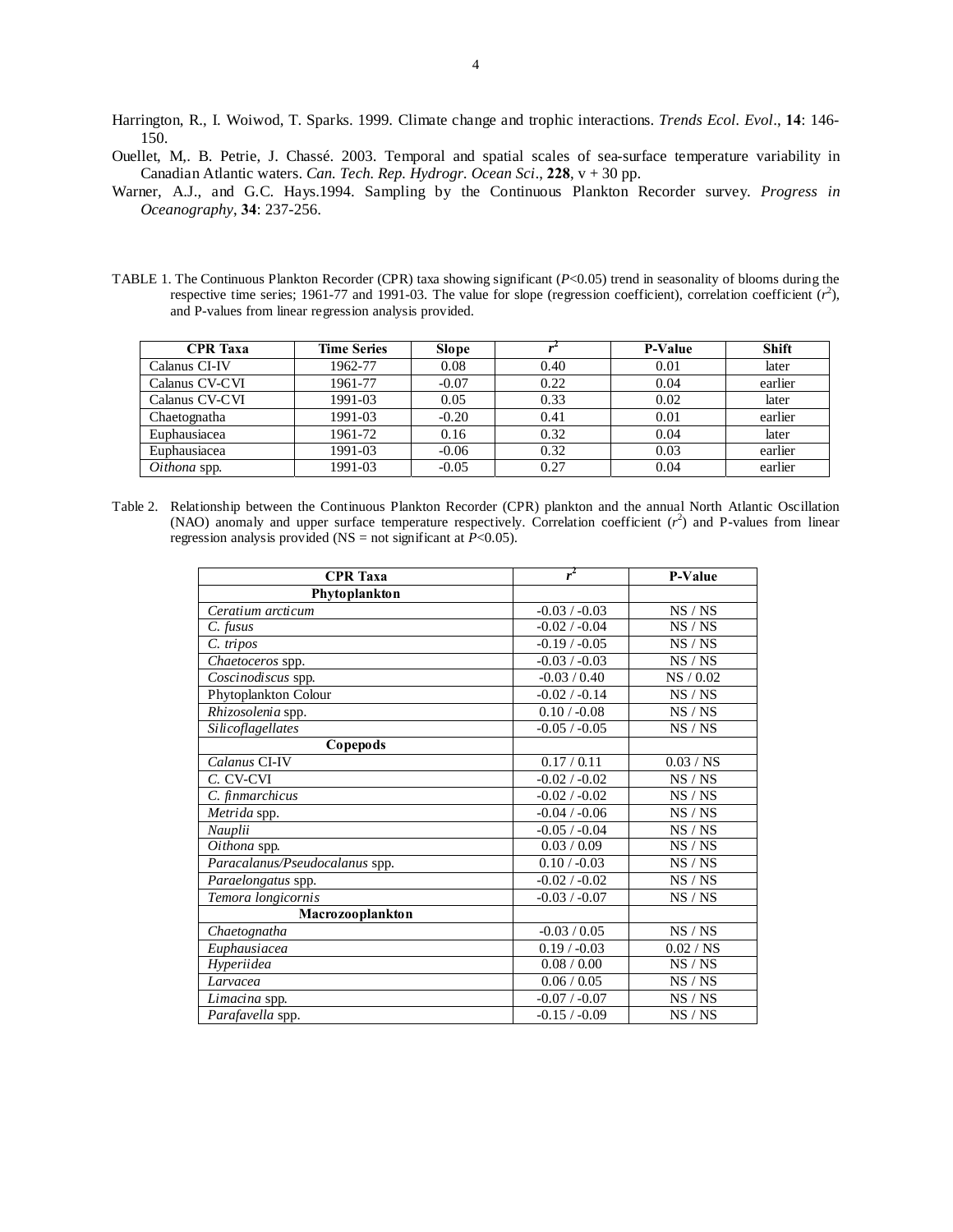Harrington, R., I. Woiwod, T. Sparks. 1999. Climate change and trophic interactions. *Trends Ecol. Evol*., **14**: 146-150.

Ouellet, M,. B. Petrie, J. Chassé. 2003. Temporal and spatial scales of sea-surface temperature variability in Canadian Atlantic waters. *Can. Tech. Rep. Hydrogr. Ocean Sci*., **228**, v + 30 pp.

Warner, A.J., and G.C. Hays.1994. Sampling by the Continuous Plankton Recorder survey. *Progress in Oceanography*, **34**: 237-256.

TABLE 1. The Continuous Plankton Recorder (CPR) taxa showing significant ($P$<0.05) trend in seasonality of blooms during the respective time series; 1961-77 and 1991-03. The value for slope (regression coefficient), correlation coefficient ($r^2$), and P-values from linear regression analysis provided.

| CPR Taxa | Time Series | Slope | $r^2$ | P-Value | Shift |
|---|---|---|---|---|---|
| Calanus CI-IV | 1962-77 | 0.08 | 0.40 | 0.01 | later |
| Calanus CV-CVI | 1961-77 | -0.07 | 0.22 | 0.04 | earlier |
| Calanus CV-CVI | 1991-03 | 0.05 | 0.33 | 0.02 | later |
| Chaetognatha | 1991-03 | -0.20 | 0.41 | 0.01 | earlier |
| Euphausiacea | 1961-72 | 0.16 | 0.32 | 0.04 | later |
| Euphausiacea | 1991-03 | -0.06 | 0.32 | 0.03 | earlier |
| *Oithona* spp. | 1991-03 | -0.05 | 0.27 | 0.04 | earlier |

Table 2. Relationship between the Continuous Plankton Recorder (CPR) plankton and the annual North Atlantic Oscillation (NAO) anomaly and upper surface temperature respectively. Correlation coefficient ($r^2$) and P-values from linear regression analysis provided (NS = not significant at $P$<0.05).

| CPR Taxa | $r^2$ | P-Value |
|---|---|---|
| **Phytoplankton** | | |
| *Ceratium arcticum* | -0.03 / -0.03 | NS / NS |
| *C. fusus* | -0.02 / -0.04 | NS / NS |
| *C. tripos* | -0.19 / -0.05 | NS / NS |
| *Chaetoceros* spp. | -0.03 / -0.03 | NS / NS |
| *Coscinodiscus* spp. | -0.03 / 0.40 | NS / 0.02 |
| Phytoplankton Colour | -0.02 / -0.14 | NS / NS |
| *Rhizosolenia* spp. | 0.10 / -0.08 | NS / NS |
| *Silicoflagellates* | -0.05 / -0.05 | NS / NS |
| **Copepods** | | |
| *Calanus* CI-IV | 0.17 / 0.11 | 0.03 / NS |
| *C.* CV-CVI | -0.02 / -0.02 | NS / NS |
| *C. finmarchicus* | -0.02 / -0.02 | NS / NS |
| *Metrida* spp. | -0.04 / -0.06 | NS / NS |
| *Nauplii* | -0.05 / -0.04 | NS / NS |
| *Oithona* spp. | 0.03 / 0.09 | NS / NS |
| *Paracalanus/Pseudocalanus* spp. | 0.10 / -0.03 | NS / NS |
| *Paraelongatus* spp. | -0.02 / -0.02 | NS / NS |
| *Temora longicornis* | -0.03 / -0.07 | NS / NS |
| **Macrozooplankton** | | |
| *Chaetognatha* | -0.03 / 0.05 | NS / NS |
| *Euphausiacea* | 0.19 / -0.03 | 0.02 / NS |
| *Hyperiidea* | 0.08 / 0.00 | NS / NS |
| *Larvacea* | 0.06 / 0.05 | NS / NS |
| *Limacina* spp. | -0.07 / -0.07 | NS / NS |
| *Parafavella* spp. | -0.15 / -0.09 | NS / NS |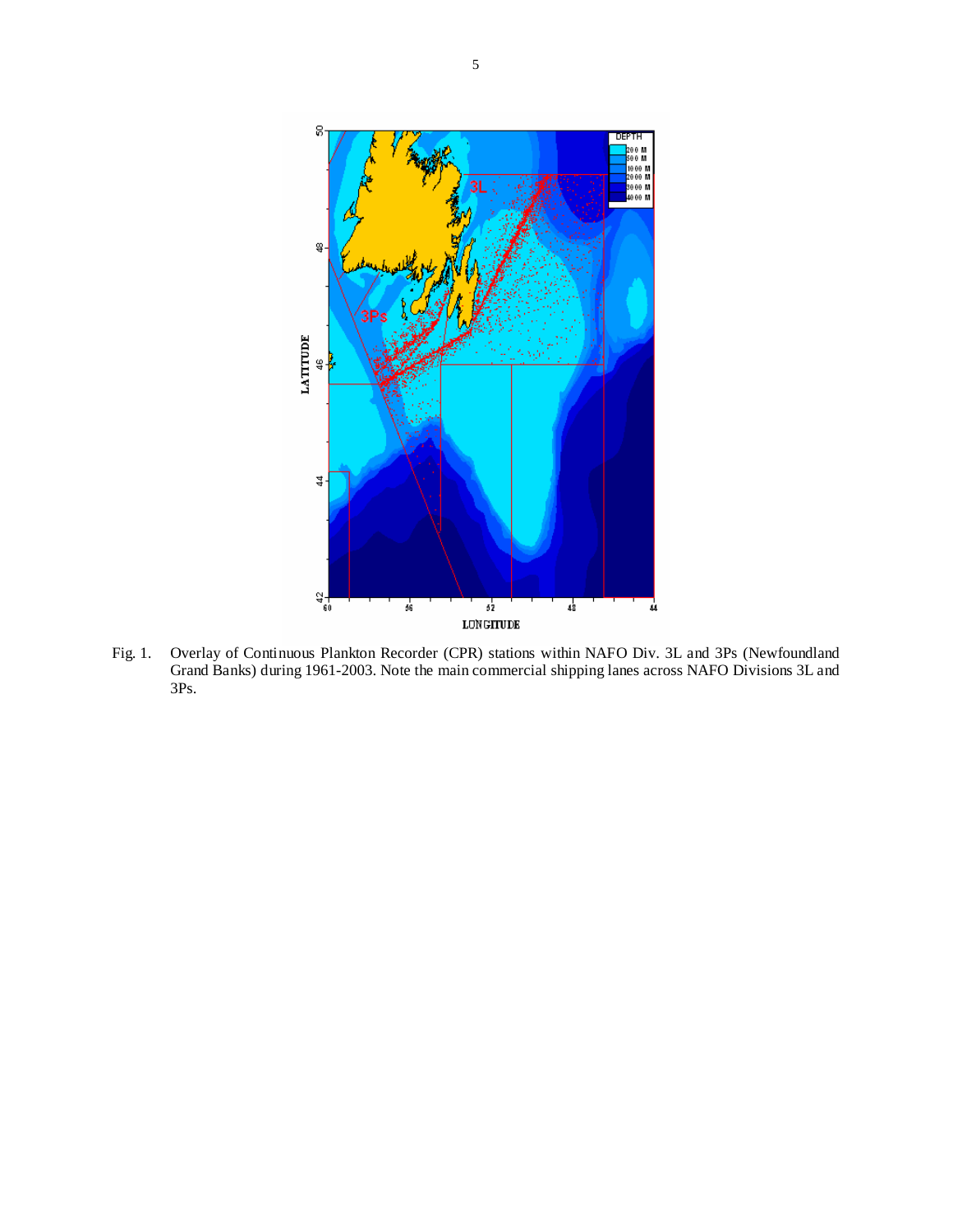Fig. 1. Overlay of Continuous Plankton Recorder (CPR) stations within NAFO Div. 3L and 3Ps (Newfoundland Grand Banks) during 1961-2003. Note the main commercial shipping lanes across NAFO Divisions 3L and 3Ps.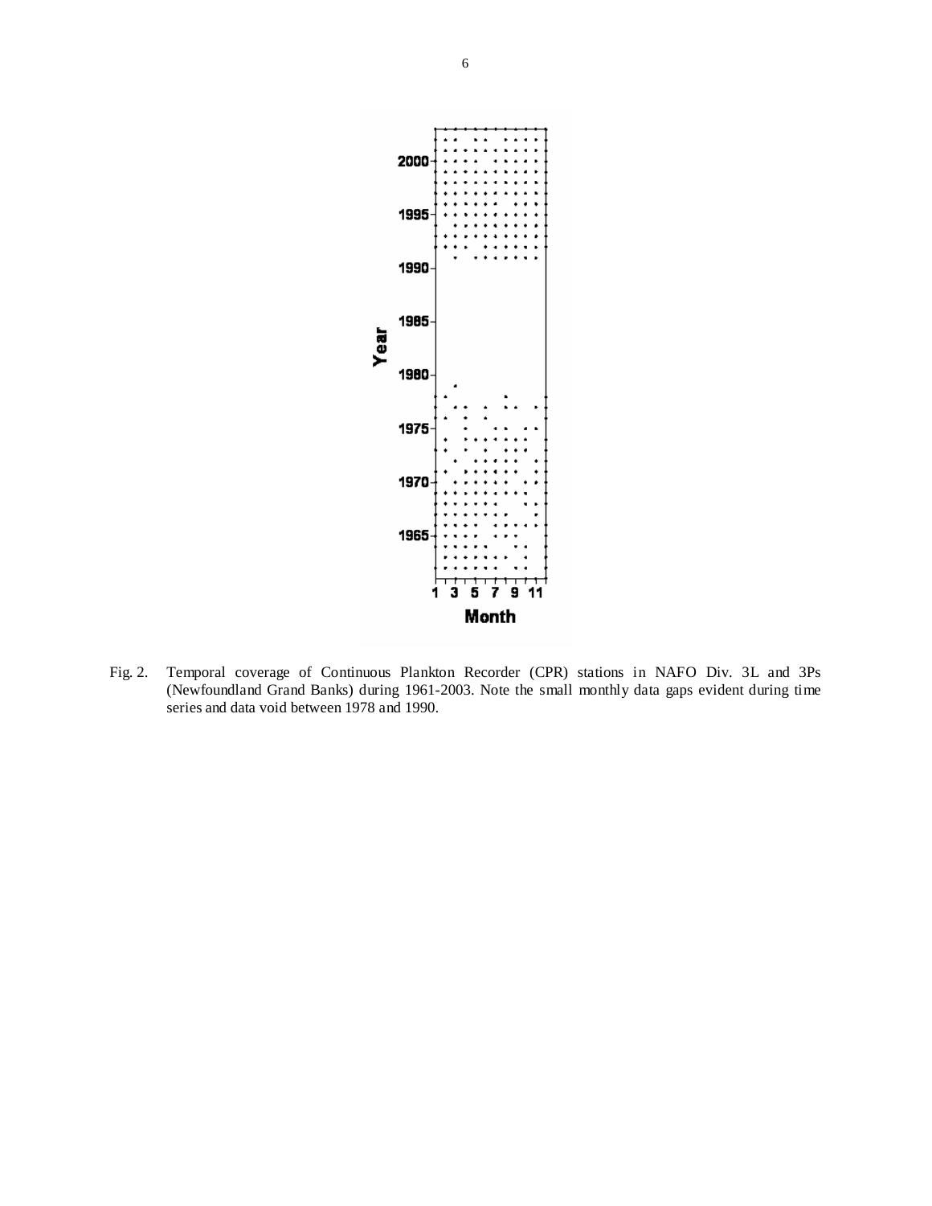Fig. 2. Temporal coverage of Continuous Plankton Recorder (CPR) stations in NAFO Div. 3L and 3Ps (Newfoundland Grand Banks) during 1961-2003. Note the small monthly data gaps evident during time series and data void between 1978 and 1990.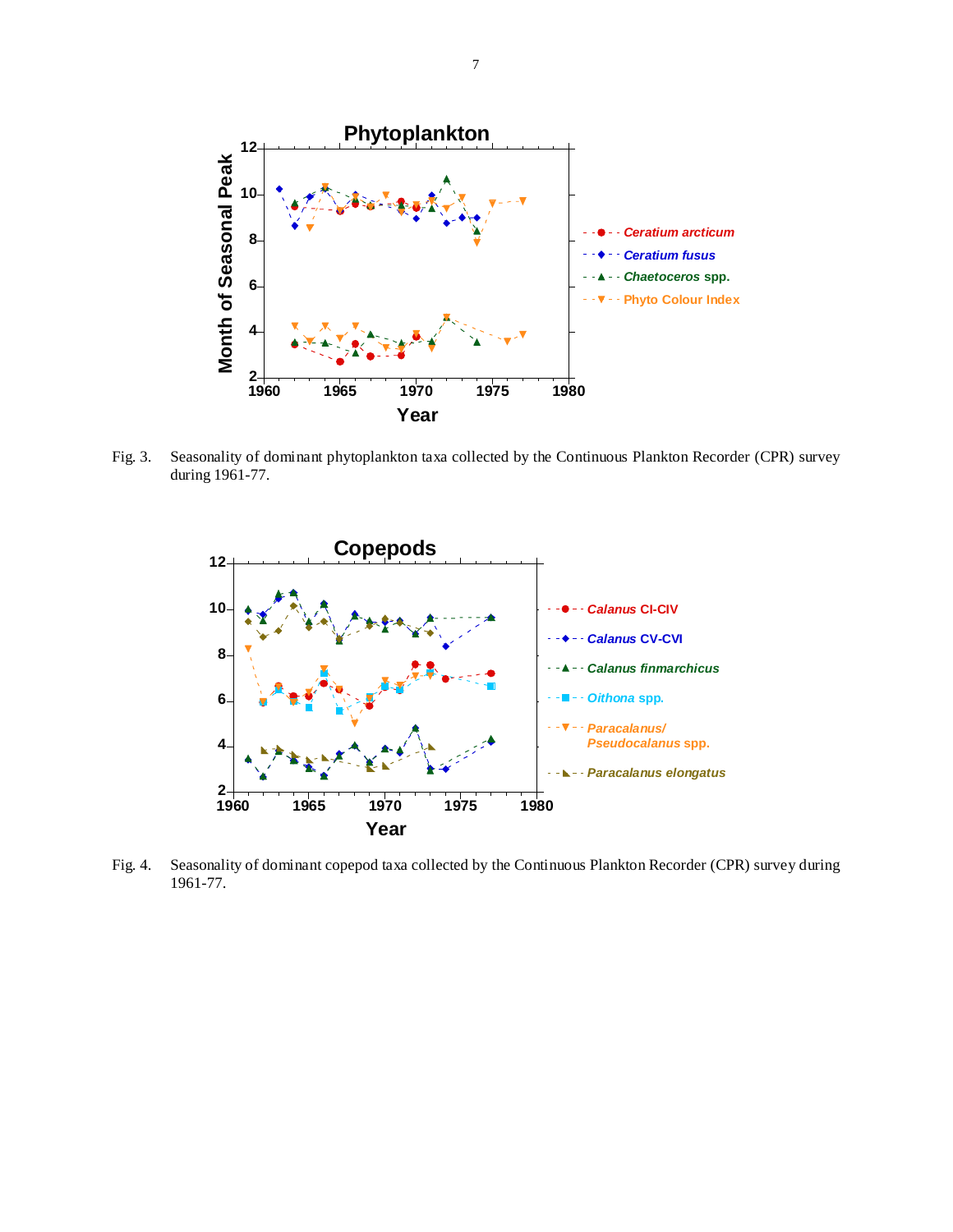Fig. 3. Seasonality of dominant phytoplankton taxa collected by the Continuous Plankton Recorder (CPR) survey during 1961-77.

Fig. 4. Seasonality of dominant copepod taxa collected by the Continuous Plankton Recorder (CPR) survey during 1961-77.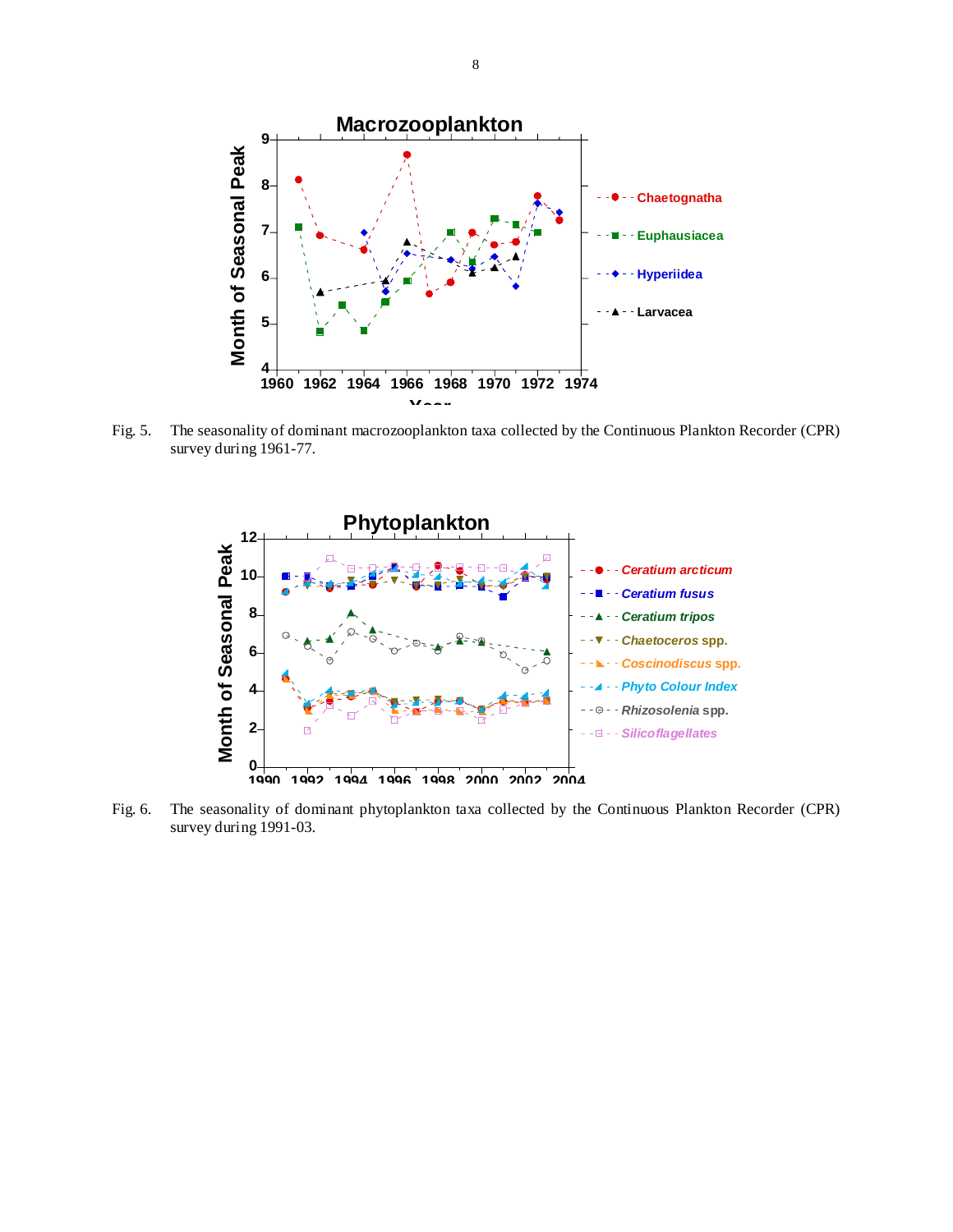Fig. 5. The seasonality of dominant macrozooplankton taxa collected by the Continuous Plankton Recorder (CPR) survey during 1961-77.

Fig. 6. The seasonality of dominant phytoplankton taxa collected by the Continuous Plankton Recorder (CPR) survey during 1991-03.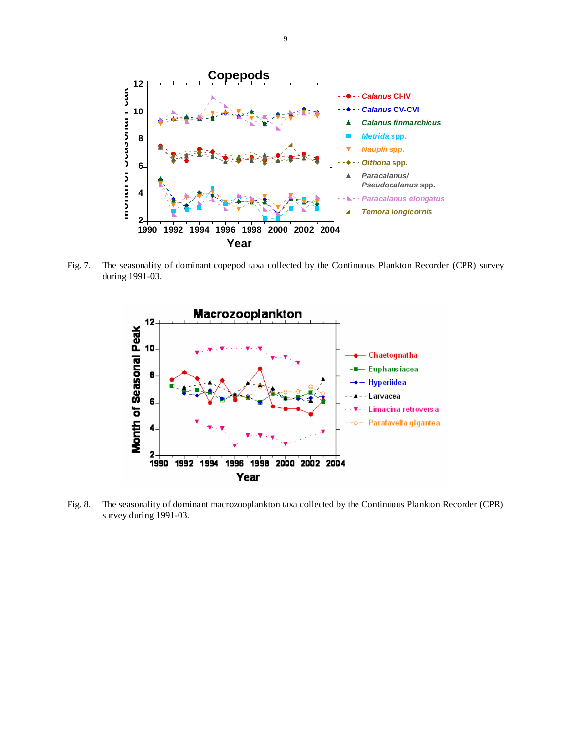Fig. 7. The seasonality of dominant copepod taxa collected by the Continuous Plankton Recorder (CPR) survey during 1991-03.

Fig. 8. The seasonality of dominant macrozooplankton taxa collected by the Continuous Plankton Recorder (CPR) survey during 1991-03.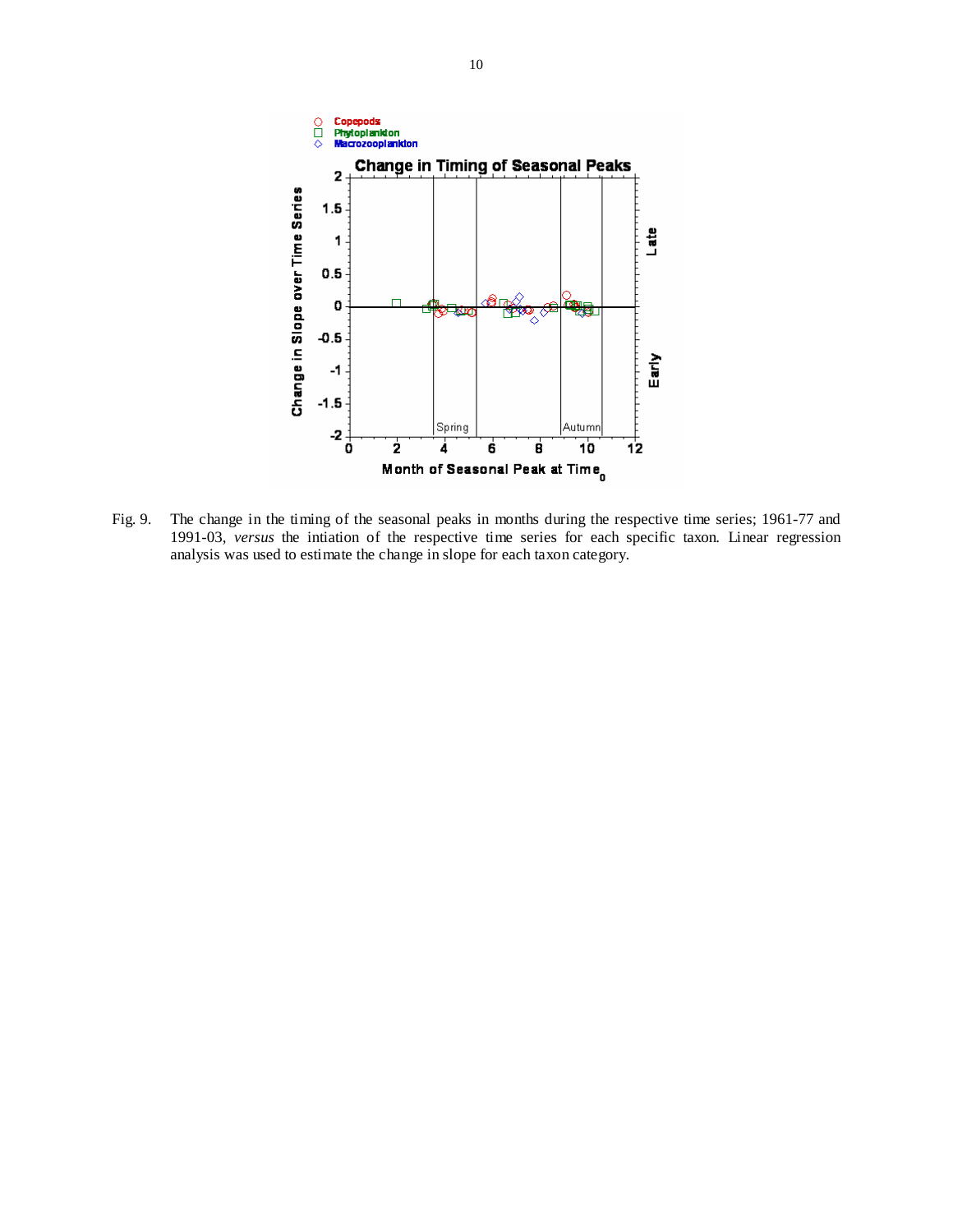Fig. 9. The change in the timing of the seasonal peaks in months during the respective time series; 1961-77 and 1991-03, *versus* the intiation of the respective time series for each specific taxon. Linear regression analysis was used to estimate the change in slope for each taxon category.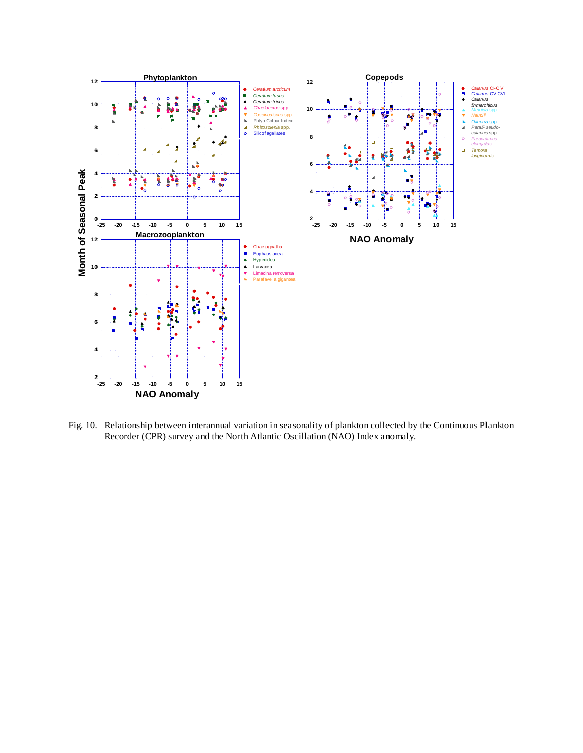Fig. 10. Relationship between interannual variation in seasonality of plankton collected by the Continuous Plankton Recorder (CPR) survey and the North Atlantic Oscillation (NAO) Index anomaly.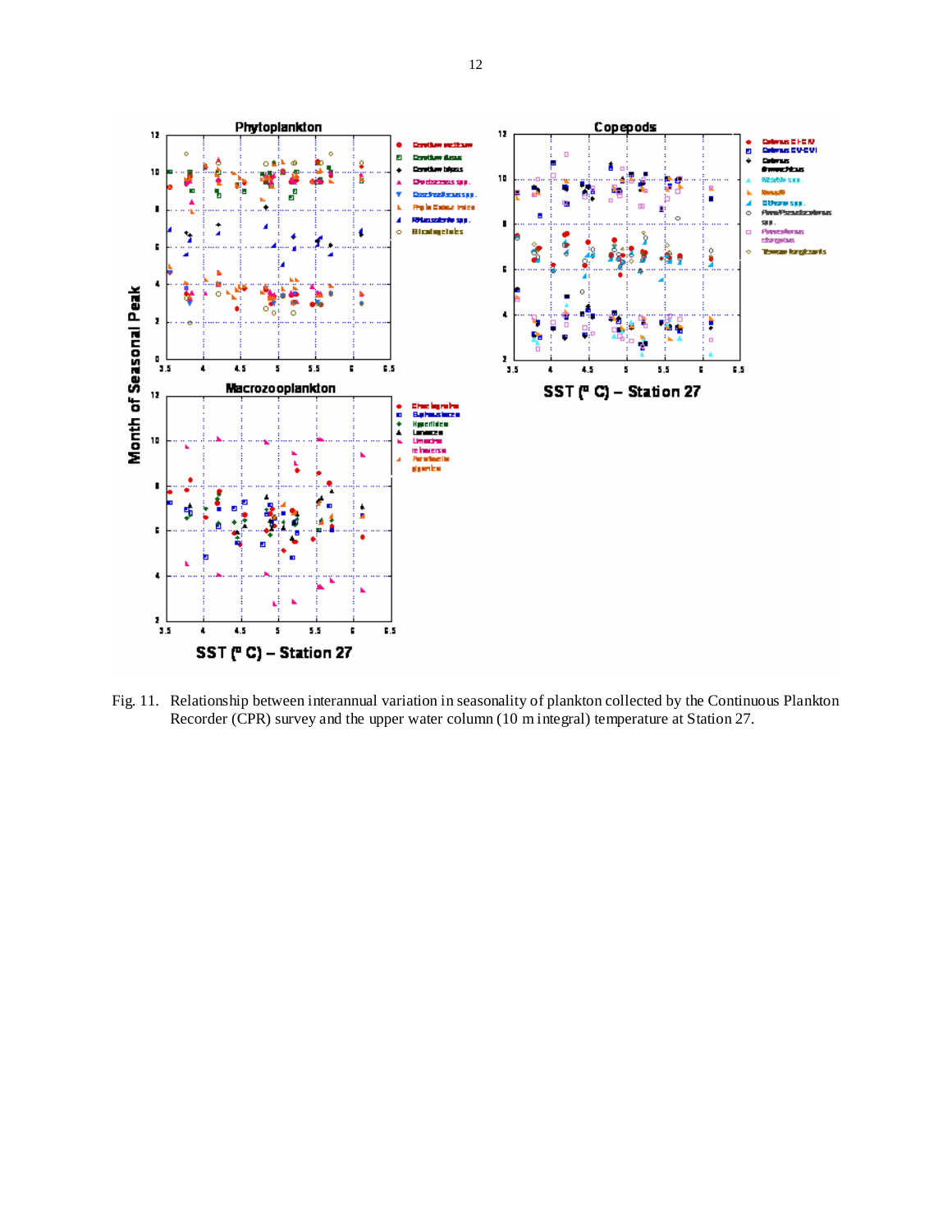Phytoplankton

Ceratium arcticum
Ceratium fusus
Ceratium bipes
Chaetoceros spp.
Coscinodiscus spp.
Pseudo-nitzschia
Rhizosolenia spp.
Dinoflagellates

Month of Seasonal Peak

12
10
8
6
4
2
0

3.5 4 4.5 5 5.5 6 6.5

Copepods

Calanus CI-CIV
Calanus CV-CVI
Calanus finmarchicus
Metridia spp.
Oithona
Oithona spp.
Para/Pseudocalanus spp.
Paraeuchaeta norvegica
Temora longicornis

12
10
8
6
4
2

3.5 4 4.5 5 5.5 6 6.5

SST (° C) – Station 27

Macrozooplankton

Chaetognatha
Euphausiacea
Hyperiidea
Limacina
Limacina retroversa
Parathemisto gaudichaudi

12
10
8
6
4
2

3.5 4 4.5 5 5.5 6 6.5

SST (° C) – Station 27

Fig. 11. Relationship between interannual variation in seasonality of plankton collected by the Continuous Plankton Recorder (CPR) survey and the upper water column (10 m integral) temperature at Station 27.